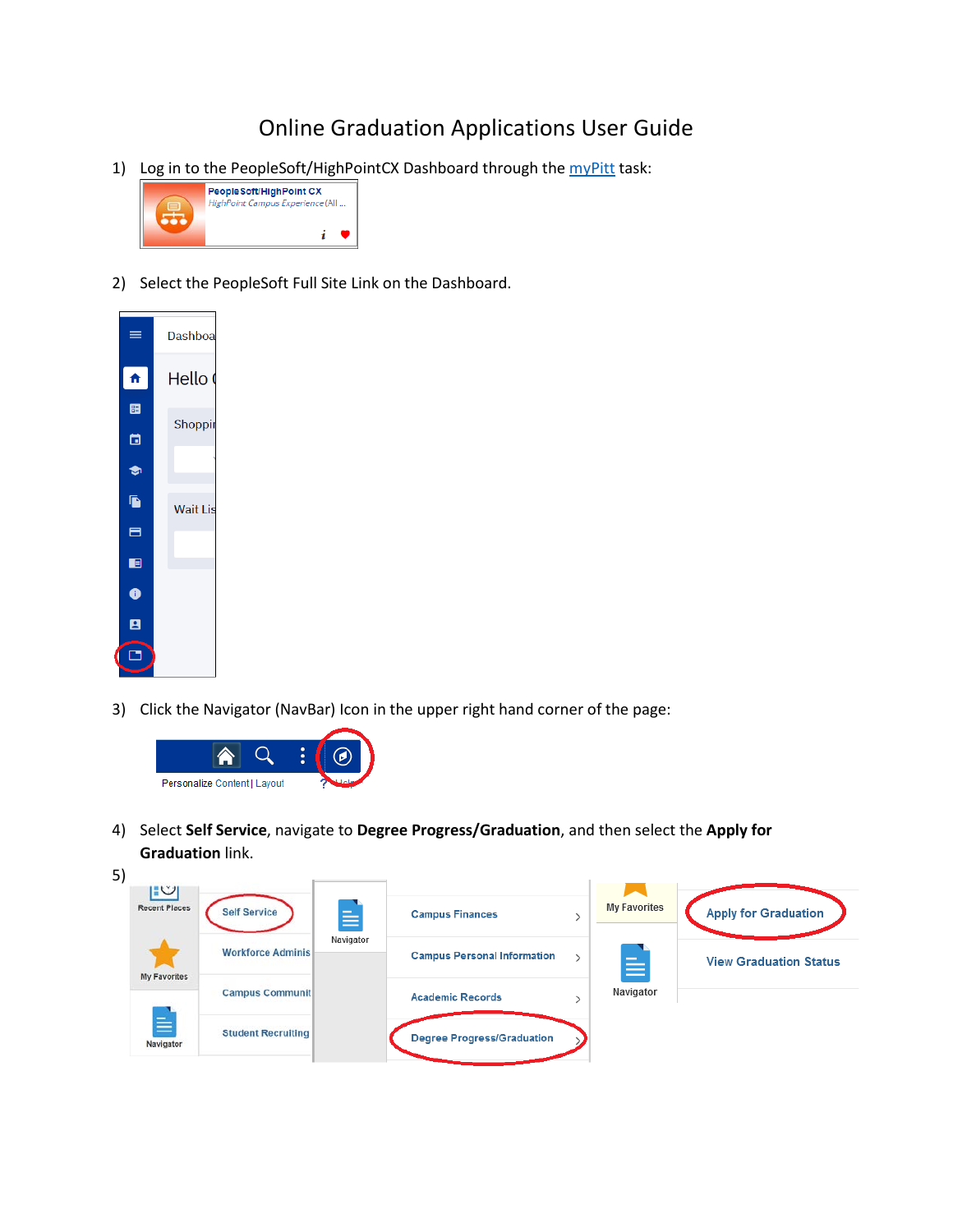# Online Graduation Applications User Guide

1) Log in to the PeopleSoft/HighPointCX Dashboard through the myPitt task:

2) Select the PeopleSoft Full Site Link on the Dashboard.

3) Click the Navigator (NavBar) Icon in the upper right hand corner of the page:

4) Select **Self Service**, navigate to **Degree Progress/Graduation**, and then select the **Apply for Graduation** link.

5)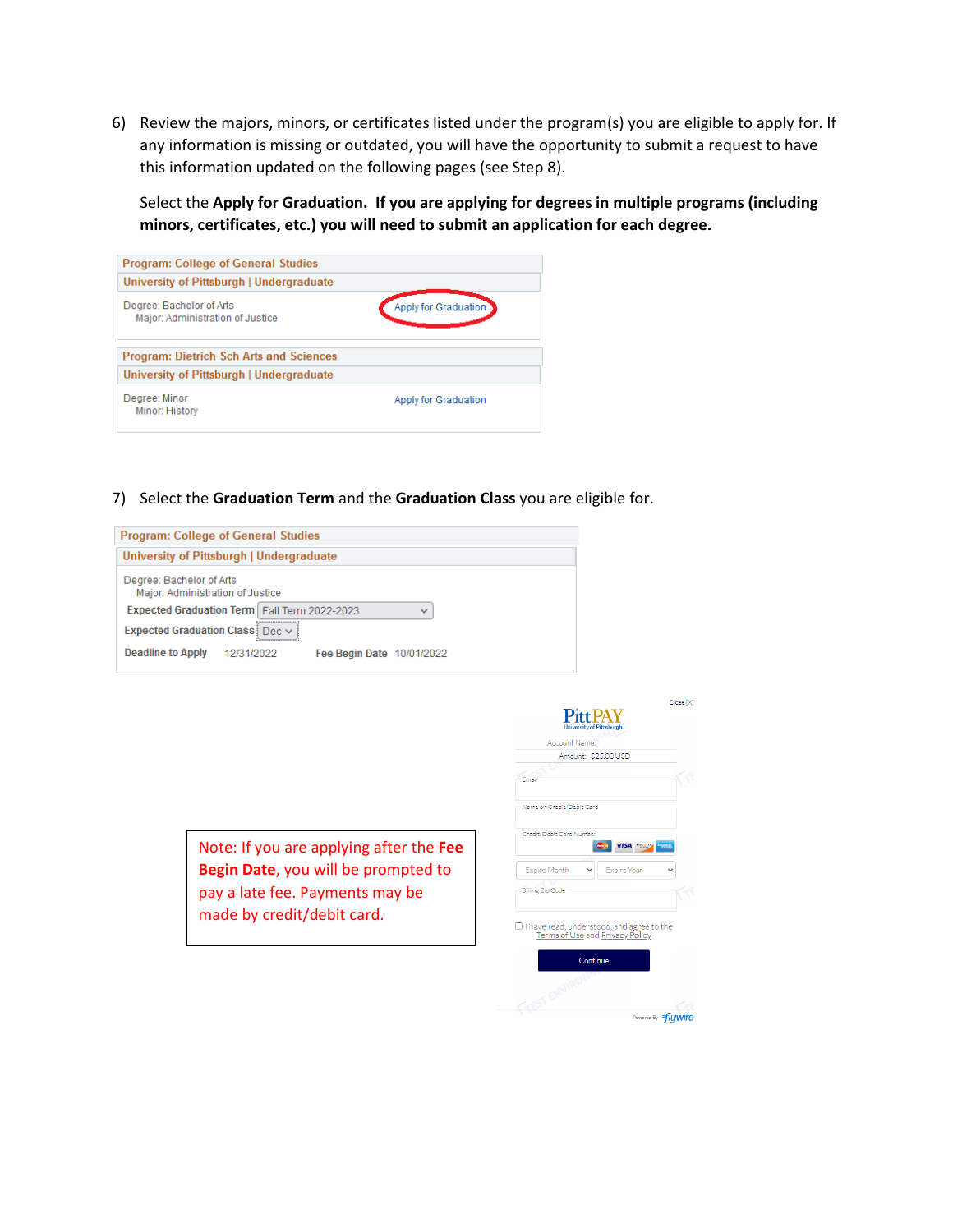6) Review the majors, minors, or certificates listed under the program(s) you are eligible to apply for. If any information is missing or outdated, you will have the opportunity to submit a request to have this information updated on the following pages (see Step 8).

   Select the **Apply for Graduation**. **If you are applying for degrees in multiple programs (including minors, certificates, etc.) you will need to submit an application for each degree.**

Program: College of General Studies
University of Pittsburgh | Undergraduate

Degree: Bachelor of Arts
Major: Administration of Justice
Apply for Graduation

Program: Dietrich Sch Arts and Sciences
University of Pittsburgh | Undergraduate

Degree: Minor
Minor: History
Apply for Graduation

7) Select the **Graduation Term** and the **Graduation Class** you are eligible for.

Program: College of General Studies
University of Pittsburgh | Undergraduate

Degree: Bachelor of Arts
Major: Administration of Justice
Expected Graduation Term: Fall Term 2022-2023
Expected Graduation Class: Dec
Deadline to Apply: 12/31/2022
Fee Begin Date: 10/01/2022

Note: If you are applying after the **Fee Begin Date**, you will be prompted to pay a late fee. Payments may be made by credit/debit card.

PittPAY
University of Pittsburgh
Account Name:
Amount: $25.00 USD
Email
Name on Credit/Debit Card
Credit/Debit Card Number
Expire Month
Expire Year
Billing Zip Code
I have read, understood, and agree to the Terms of Use and Privacy Policy
Continue
Powered By flywire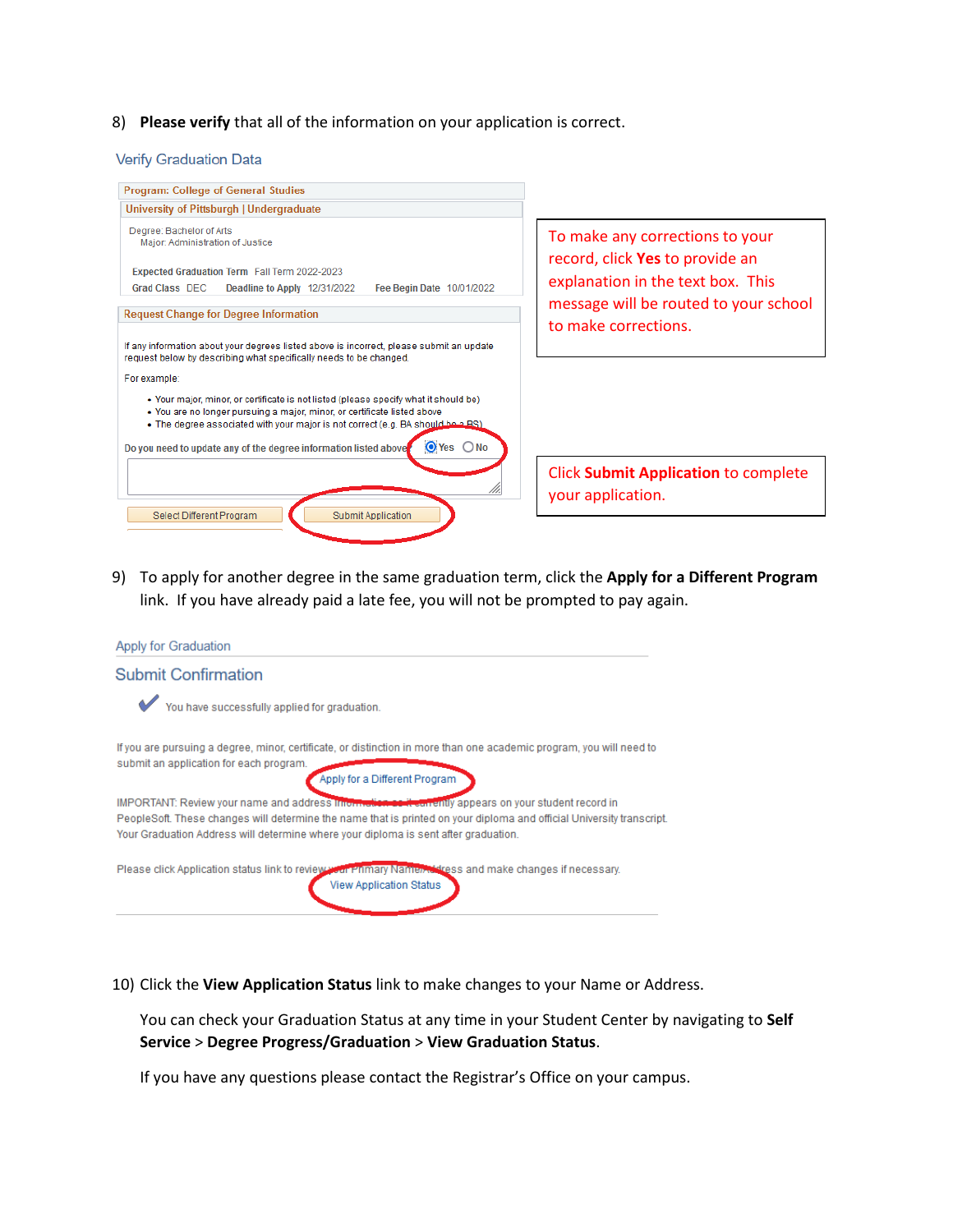8) **Please verify** that all of the information on your application is correct.

Verify Graduation Data

Program: College of General Studies

University of Pittsburgh | Undergraduate

Degree: Bachelor of Arts
Major: Administration of Justice

Expected Graduation Term Fall Term 2022-2023

Grad Class DEC Deadline to Apply 12/31/2022 Fee Begin Date 10/01/2022

Request Change for Degree Information

If any information about your degrees listed above is incorrect, please submit an update request below by describing what specifically needs to be changed.

For example:

- Your major, minor, or certificate is not listed (please specify what it should be)
- You are no longer pursuing a major, minor, or certificate listed above
- The degree associated with your major is not correct (e.g. BA should be a BS)

Do you need to update any of the degree information listed above? Yes No

Select Different Program Submit Application

To make any corrections to your record, click **Yes** to provide an explanation in the text box. This message will be routed to your school to make corrections.

Click **Submit Application** to complete your application.

9) To apply for another degree in the same graduation term, click the **Apply for a Different Program** link. If you have already paid a late fee, you will not be prompted to pay again.

Apply for Graduation

Submit Confirmation

You have successfully applied for graduation.

If you are pursuing a degree, minor, certificate, or distinction in more than one academic program, you will need to submit an application for each program.

Apply for a Different Program

IMPORTANT: Review your name and address information as it currently appears on your student record in PeopleSoft. These changes will determine the name that is printed on your diploma and official University transcript. Your Graduation Address will determine where your diploma is sent after graduation.

Please click Application status link to review your Primary Name/Address and make changes if necessary.

View Application Status

10) Click the **View Application Status** link to make changes to your Name or Address.

You can check your Graduation Status at any time in your Student Center by navigating to **Self Service** > **Degree Progress/Graduation** > **View Graduation Status**.

If you have any questions please contact the Registrar's Office on your campus.